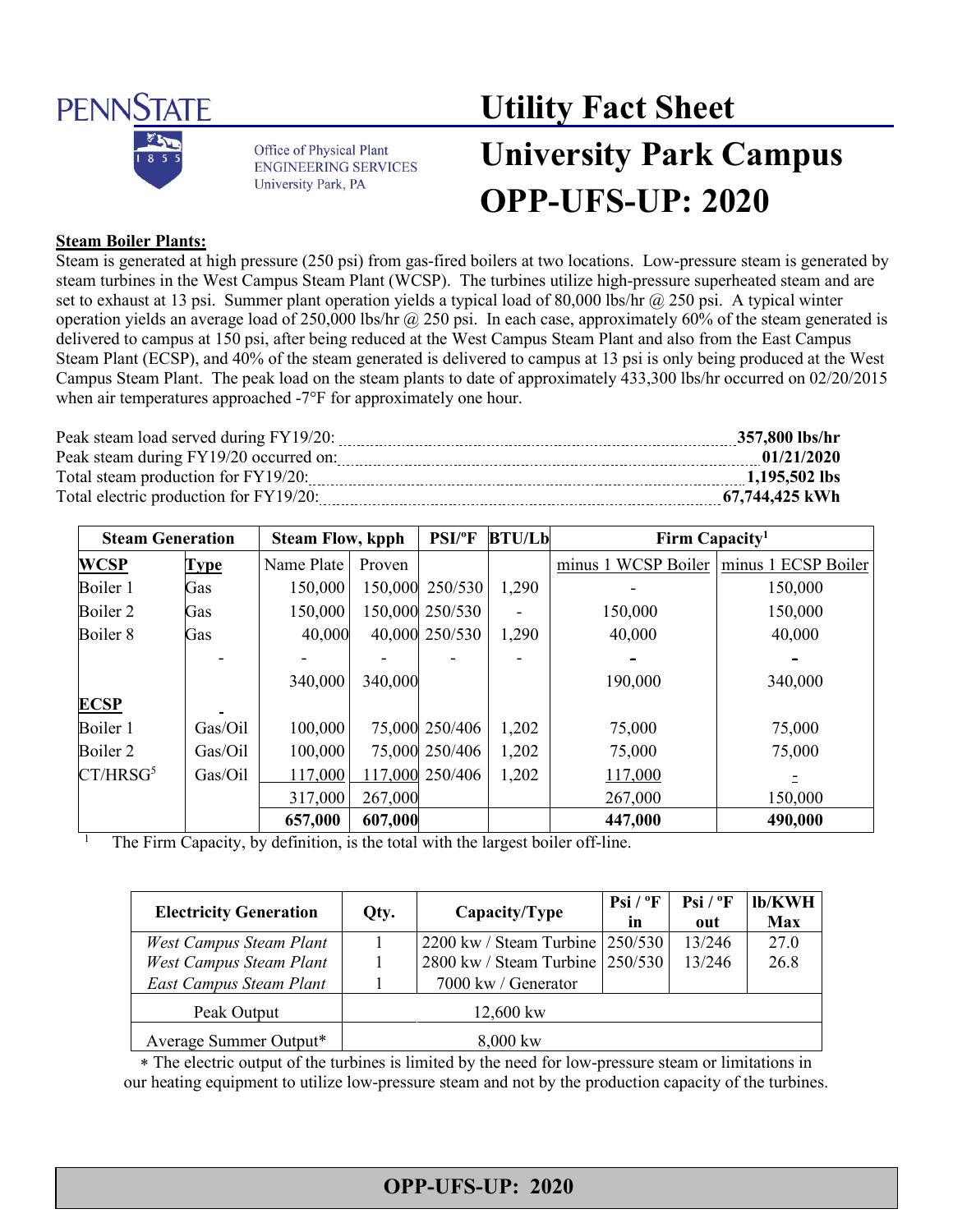PENNSTATE

Office of Physical Plant
ENGINEERING SERVICES
University Park, PA

# Utility Fact Sheet
# University Park Campus
# OPP-UFS-UP: 2020

**Steam Boiler Plants:**

Steam is generated at high pressure (250 psi) from gas-fired boilers at two locations. Low-pressure steam is generated by steam turbines in the West Campus Steam Plant (WCSP). The turbines utilize high-pressure superheated steam and are set to exhaust at 13 psi. Summer plant operation yields a typical load of 80,000 lbs/hr @ 250 psi. A typical winter operation yields an average load of 250,000 lbs/hr @ 250 psi. In each case, approximately 60% of the steam generated is delivered to campus at 150 psi, after being reduced at the West Campus Steam Plant and also from the East Campus Steam Plant (ECSP), and 40% of the steam generated is delivered to campus at 13 psi is only being produced at the West Campus Steam Plant. The peak load on the steam plants to date of approximately 433,300 lbs/hr occurred on 02/20/2015 when air temperatures approached -7°F for approximately one hour.

| | |
|---|---|
| Peak steam load served during FY19/20: | **357,800 lbs/hr** |
| Peak steam during FY19/20 occurred on: | **01/21/2020** |
| Total steam production for FY19/20: | **1,195,502 lbs** |
| Total electric production for FY19/20: | **67,744,425 kWh** |

| Steam Generation | | Steam Flow, kpph | | PSI/ºF | BTU/Lb | Firm Capacity[1] | |
|---|---|---|---|---|---|---|---|
| **WCSP** | **Type** | Name Plate | Proven | | | minus 1 WCSP Boiler | minus 1 ECSP Boiler |
| Boiler 1 | Gas | 150,000 | 150,000 | 250/530 | 1,290 | - | 150,000 |
| Boiler 2 | Gas | 150,000 | 150,000 | 250/530 | - | 150,000 | 150,000 |
| Boiler 8 | Gas | 40,000 | 40,000 | 250/530 | 1,290 | 40,000 | 40,000 |
| | - | - | - | - | - | - | - |
| | | 340,000 | 340,000 | | | 190,000 | 340,000 |
| **ECSP** | - | | | | | | |
| Boiler 1 | Gas/Oil | 100,000 | 75,000 | 250/406 | 1,202 | 75,000 | 75,000 |
| Boiler 2 | Gas/Oil | 100,000 | 75,000 | 250/406 | 1,202 | 75,000 | 75,000 |
| CT/HRSG[5] | Gas/Oil | 117,000 | 117,000 | 250/406 | 1,202 | 117,000 | - |
| | | 317,000 | 267,000 | | | 267,000 | 150,000 |
| | | **657,000** | **607,000** | | | **447,000** | **490,000** |

[1] The Firm Capacity, by definition, is the total with the largest boiler off-line.

| Electricity Generation | Qty. | Capacity/Type | Psi / ºF in | Psi / ºF out | lb/KWH Max |
|---|---|---|---|---|---|
| *West Campus Steam Plant* | 1 | 2200 kw / Steam Turbine | 250/530 | 13/246 | 27.0 |
| *West Campus Steam Plant* | 1 | 2800 kw / Steam Turbine | 250/530 | 13/246 | 26.8 |
| *East Campus Steam Plant* | 1 | 7000 kw / Generator | | | |
| Peak Output | | 12,600 kw | | | |
| Average Summer Output* | | 8,000 kw | | | |

* The electric output of the turbines is limited by the need for low-pressure steam or limitations in our heating equipment to utilize low-pressure steam and not by the production capacity of the turbines.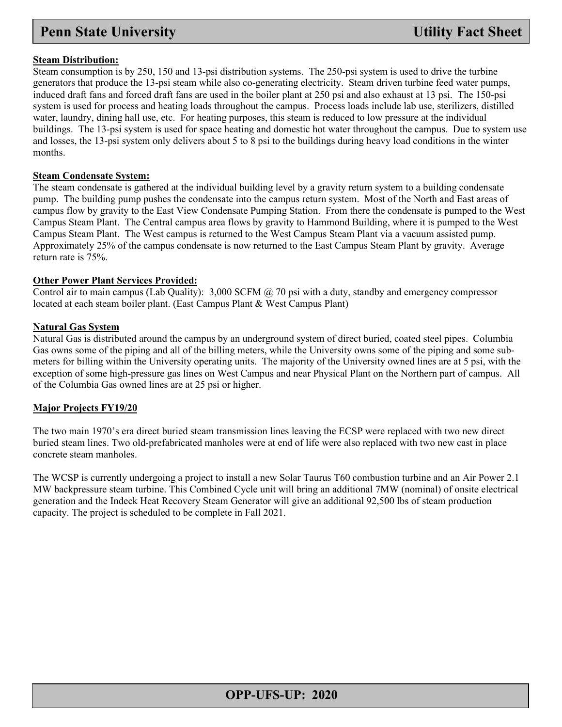**Steam Distribution:**

Steam consumption is by 250, 150 and 13-psi distribution systems. The 250-psi system is used to drive the turbine generators that produce the 13-psi steam while also co-generating electricity. Steam driven turbine feed water pumps, induced draft fans and forced draft fans are used in the boiler plant at 250 psi and also exhaust at 13 psi. The 150-psi system is used for process and heating loads throughout the campus. Process loads include lab use, sterilizers, distilled water, laundry, dining hall use, etc. For heating purposes, this steam is reduced to low pressure at the individual buildings. The 13-psi system is used for space heating and domestic hot water throughout the campus. Due to system use and losses, the 13-psi system only delivers about 5 to 8 psi to the buildings during heavy load conditions in the winter months.

**Steam Condensate System:**

The steam condensate is gathered at the individual building level by a gravity return system to a building condensate pump. The building pump pushes the condensate into the campus return system. Most of the North and East areas of campus flow by gravity to the East View Condensate Pumping Station. From there the condensate is pumped to the West Campus Steam Plant. The Central campus area flows by gravity to Hammond Building, where it is pumped to the West Campus Steam Plant. The West campus is returned to the West Campus Steam Plant via a vacuum assisted pump. Approximately 25% of the campus condensate is now returned to the East Campus Steam Plant by gravity. Average return rate is 75%.

**Other Power Plant Services Provided:**

Control air to main campus (Lab Quality): 3,000 SCFM @ 70 psi with a duty, standby and emergency compressor located at each steam boiler plant. (East Campus Plant & West Campus Plant)

**Natural Gas System**

Natural Gas is distributed around the campus by an underground system of direct buried, coated steel pipes. Columbia Gas owns some of the piping and all of the billing meters, while the University owns some of the piping and some sub-meters for billing within the University operating units. The majority of the University owned lines are at 5 psi, with the exception of some high-pressure gas lines on West Campus and near Physical Plant on the Northern part of campus. All of the Columbia Gas owned lines are at 25 psi or higher.

**Major Projects FY19/20**

The two main 1970's era direct buried steam transmission lines leaving the ECSP were replaced with two new direct buried steam lines. Two old-prefabricated manholes were at end of life were also replaced with two new cast in place concrete steam manholes.

The WCSP is currently undergoing a project to install a new Solar Taurus T60 combustion turbine and an Air Power 2.1 MW backpressure steam turbine. This Combined Cycle unit will bring an additional 7MW (nominal) of onsite electrical generation and the Indeck Heat Recovery Steam Generator will give an additional 92,500 lbs of steam production capacity. The project is scheduled to be complete in Fall 2021.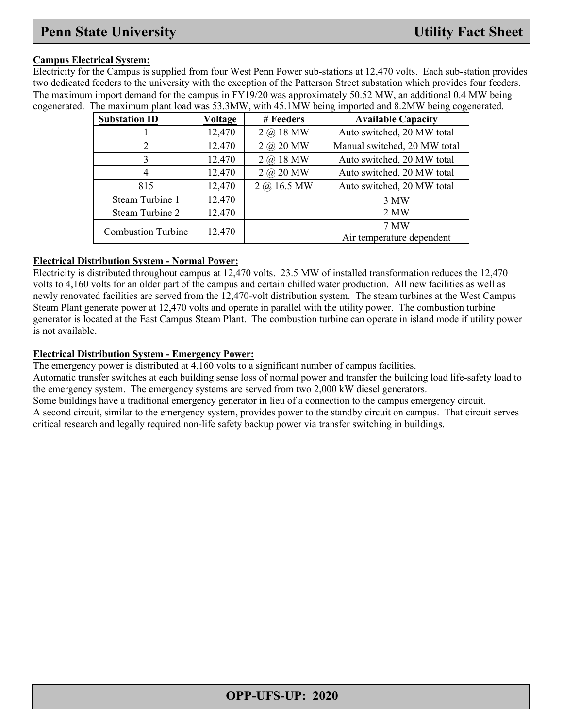## Campus Electrical System:

Electricity for the Campus is supplied from four West Penn Power sub-stations at 12,470 volts. Each sub-station provides two dedicated feeders to the university with the exception of the Patterson Street substation which provides four feeders. The maximum import demand for the campus in FY19/20 was approximately 50.52 MW, an additional 0.4 MW being cogenerated. The maximum plant load was 53.3MW, with 45.1MW being imported and 8.2MW being cogenerated.

| Substation ID | Voltage | # Feeders | Available Capacity |
|---|---|---|---|
| 1 | 12,470 | 2 @ 18 MW | Auto switched, 20 MW total |
| 2 | 12,470 | 2 @ 20 MW | Manual switched, 20 MW total |
| 3 | 12,470 | 2 @ 18 MW | Auto switched, 20 MW total |
| 4 | 12,470 | 2 @ 20 MW | Auto switched, 20 MW total |
| 815 | 12,470 | 2 @ 16.5 MW | Auto switched, 20 MW total |
| Steam Turbine 1 | 12,470 | | 3 MW |
| Steam Turbine 2 | 12,470 | | 2 MW |
| Combustion Turbine | 12,470 | | 7 MW Air temperature dependent |

## Electrical Distribution System - Normal Power:

Electricity is distributed throughout campus at 12,470 volts. 23.5 MW of installed transformation reduces the 12,470 volts to 4,160 volts for an older part of the campus and certain chilled water production. All new facilities as well as newly renovated facilities are served from the 12,470-volt distribution system. The steam turbines at the West Campus Steam Plant generate power at 12,470 volts and operate in parallel with the utility power. The combustion turbine generator is located at the East Campus Steam Plant. The combustion turbine can operate in island mode if utility power is not available.

## Electrical Distribution System - Emergency Power:

The emergency power is distributed at 4,160 volts to a significant number of campus facilities.

Automatic transfer switches at each building sense loss of normal power and transfer the building load life-safety load to the emergency system. The emergency systems are served from two 2,000 kW diesel generators.

Some buildings have a traditional emergency generator in lieu of a connection to the campus emergency circuit.

A second circuit, similar to the emergency system, provides power to the standby circuit on campus. That circuit serves critical research and legally required non-life safety backup power via transfer switching in buildings.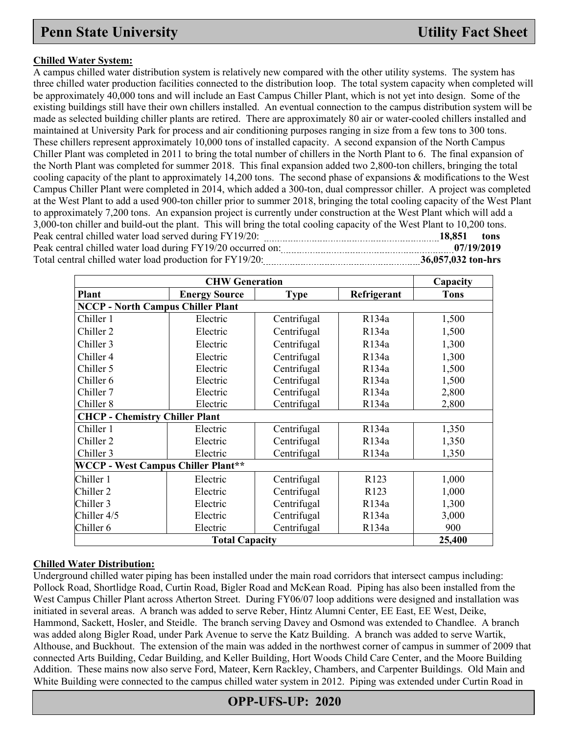**Chilled Water System:**

A campus chilled water distribution system is relatively new compared with the other utility systems. The system has three chilled water production facilities connected to the distribution loop. The total system capacity when completed will be approximately 40,000 tons and will include an East Campus Chiller Plant, which is not yet into design. Some of the existing buildings still have their own chillers installed. An eventual connection to the campus distribution system will be made as selected building chiller plants are retired. There are approximately 80 air or water-cooled chillers installed and maintained at University Park for process and air conditioning purposes ranging in size from a few tons to 300 tons. These chillers represent approximately 10,000 tons of installed capacity. A second expansion of the North Campus Chiller Plant was completed in 2011 to bring the total number of chillers in the North Plant to 6. The final expansion of the North Plant was completed for summer 2018. This final expansion added two 2,800-ton chillers, bringing the total cooling capacity of the plant to approximately 14,200 tons. The second phase of expansions & modifications to the West Campus Chiller Plant were completed in 2014, which added a 300-ton, dual compressor chiller. A project was completed at the West Plant to add a used 900-ton chiller prior to summer 2018, bringing the total cooling capacity of the West Plant to approximately 7,200 tons. An expansion project is currently under construction at the West Plant which will add a 3,000-ton chiller and build-out the plant. This will bring the total cooling capacity of the West Plant to 10,200 tons.

Peak central chilled water load served during FY19/20: **18,851 tons**

Peak central chilled water load during FY19/20 occurred on: **07/19/2019**

Total central chilled water load production for FY19/20: **36,057,032 ton-hrs**

| CHW Generation | | | | Capacity |
|---|---|---|---|---|
| **Plant** | **Energy Source** | **Type** | **Refrigerant** | **Tons** |
| **NCCP - North Campus Chiller Plant** | | | | |
| Chiller 1 | Electric | Centrifugal | R134a | 1,500 |
| Chiller 2 | Electric | Centrifugal | R134a | 1,500 |
| Chiller 3 | Electric | Centrifugal | R134a | 1,300 |
| Chiller 4 | Electric | Centrifugal | R134a | 1,300 |
| Chiller 5 | Electric | Centrifugal | R134a | 1,500 |
| Chiller 6 | Electric | Centrifugal | R134a | 1,500 |
| Chiller 7 | Electric | Centrifugal | R134a | 2,800 |
| Chiller 8 | Electric | Centrifugal | R134a | 2,800 |
| **CHCP - Chemistry Chiller Plant** | | | | |
| Chiller 1 | Electric | Centrifugal | R134a | 1,350 |
| Chiller 2 | Electric | Centrifugal | R134a | 1,350 |
| Chiller 3 | Electric | Centrifugal | R134a | 1,350 |
| **WCCP - West Campus Chiller Plant**** | | | | |
| Chiller 1 | Electric | Centrifugal | R123 | 1,000 |
| Chiller 2 | Electric | Centrifugal | R123 | 1,000 |
| Chiller 3 | Electric | Centrifugal | R134a | 1,300 |
| Chiller 4/5 | Electric | Centrifugal | R134a | 3,000 |
| Chiller 6 | Electric | Centrifugal | R134a | 900 |
| **Total Capacity** | | | | **25,400** |

**Chilled Water Distribution:**

Underground chilled water piping has been installed under the main road corridors that intersect campus including: Pollock Road, Shortlidge Road, Curtin Road, Bigler Road and McKean Road. Piping has also been installed from the West Campus Chiller Plant across Atherton Street. During FY06/07 loop additions were designed and installation was initiated in several areas. A branch was added to serve Reber, Hintz Alumni Center, EE East, EE West, Deike, Hammond, Sackett, Hosler, and Steidle. The branch serving Davey and Osmond was extended to Chandlee. A branch was added along Bigler Road, under Park Avenue to serve the Katz Building. A branch was added to serve Wartik, Althouse, and Buckhout. The extension of the main was added in the northwest corner of campus in summer of 2009 that connected Arts Building, Cedar Building, and Keller Building, Hort Woods Child Care Center, and the Moore Building Addition. These mains now also serve Ford, Mateer, Kern Rackley, Chambers, and Carpenter Buildings. Old Main and White Building were connected to the campus chilled water system in 2012. Piping was extended under Curtin Road in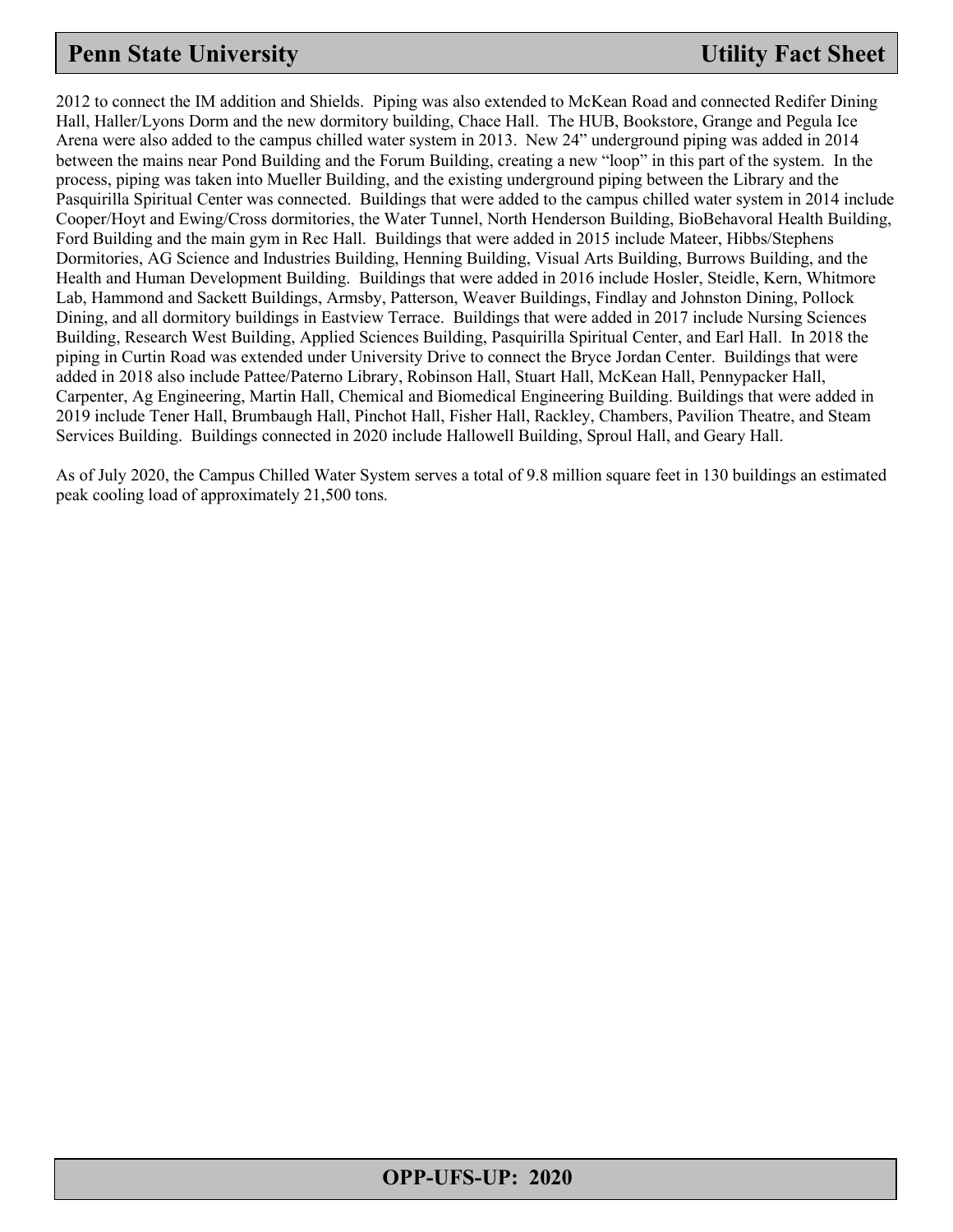2012 to connect the IM addition and Shields. Piping was also extended to McKean Road and connected Redifer Dining Hall, Haller/Lyons Dorm and the new dormitory building, Chace Hall. The HUB, Bookstore, Grange and Pegula Ice Arena were also added to the campus chilled water system in 2013. New 24" underground piping was added in 2014 between the mains near Pond Building and the Forum Building, creating a new "loop" in this part of the system. In the process, piping was taken into Mueller Building, and the existing underground piping between the Library and the Pasquirilla Spiritual Center was connected. Buildings that were added to the campus chilled water system in 2014 include Cooper/Hoyt and Ewing/Cross dormitories, the Water Tunnel, North Henderson Building, BioBehavoral Health Building, Ford Building and the main gym in Rec Hall. Buildings that were added in 2015 include Mateer, Hibbs/Stephens Dormitories, AG Science and Industries Building, Henning Building, Visual Arts Building, Burrows Building, and the Health and Human Development Building. Buildings that were added in 2016 include Hosler, Steidle, Kern, Whitmore Lab, Hammond and Sackett Buildings, Armsby, Patterson, Weaver Buildings, Findlay and Johnston Dining, Pollock Dining, and all dormitory buildings in Eastview Terrace. Buildings that were added in 2017 include Nursing Sciences Building, Research West Building, Applied Sciences Building, Pasquirilla Spiritual Center, and Earl Hall. In 2018 the piping in Curtin Road was extended under University Drive to connect the Bryce Jordan Center. Buildings that were added in 2018 also include Pattee/Paterno Library, Robinson Hall, Stuart Hall, McKean Hall, Pennypacker Hall, Carpenter, Ag Engineering, Martin Hall, Chemical and Biomedical Engineering Building. Buildings that were added in 2019 include Tener Hall, Brumbaugh Hall, Pinchot Hall, Fisher Hall, Rackley, Chambers, Pavilion Theatre, and Steam Services Building. Buildings connected in 2020 include Hallowell Building, Sproul Hall, and Geary Hall.

As of July 2020, the Campus Chilled Water System serves a total of 9.8 million square feet in 130 buildings an estimated peak cooling load of approximately 21,500 tons.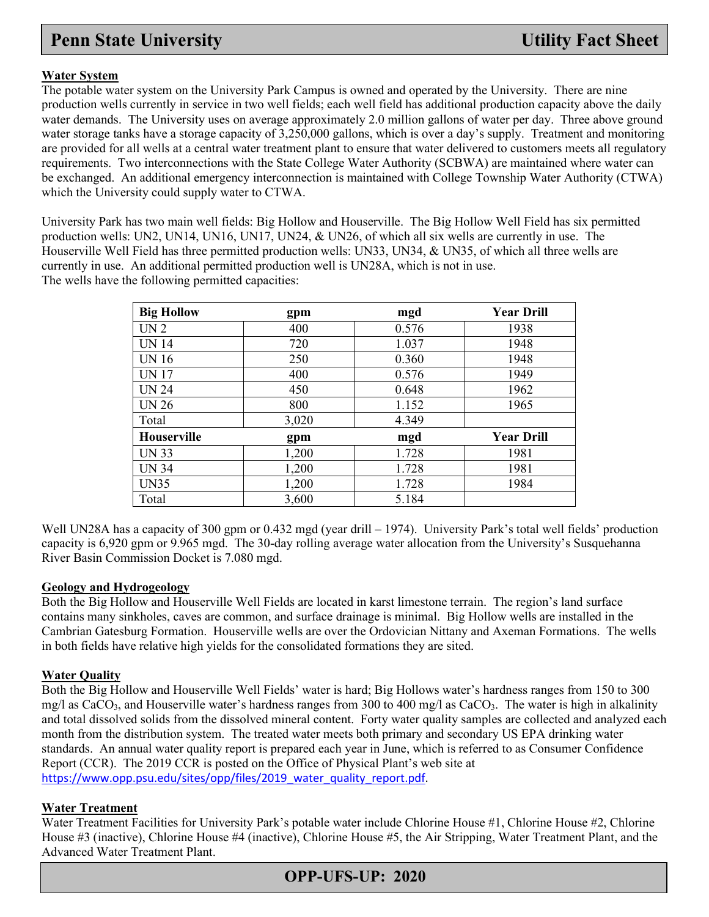## Water System

The potable water system on the University Park Campus is owned and operated by the University. There are nine production wells currently in service in two well fields; each well field has additional production capacity above the daily water demands. The University uses on average approximately 2.0 million gallons of water per day. Three above ground water storage tanks have a storage capacity of 3,250,000 gallons, which is over a day's supply. Treatment and monitoring are provided for all wells at a central water treatment plant to ensure that water delivered to customers meets all regulatory requirements. Two interconnections with the State College Water Authority (SCBWA) are maintained where water can be exchanged. An additional emergency interconnection is maintained with College Township Water Authority (CTWA) which the University could supply water to CTWA.

University Park has two main well fields: Big Hollow and Houserville. The Big Hollow Well Field has six permitted production wells: UN2, UN14, UN16, UN17, UN24, & UN26, of which all six wells are currently in use. The Houserville Well Field has three permitted production wells: UN33, UN34, & UN35, of which all three wells are currently in use. An additional permitted production well is UN28A, which is not in use.
The wells have the following permitted capacities:

| Big Hollow | gpm | mgd | Year Drill |
|---|---|---|---|
| UN 2 | 400 | 0.576 | 1938 |
| UN 14 | 720 | 1.037 | 1948 |
| UN 16 | 250 | 0.360 | 1948 |
| UN 17 | 400 | 0.576 | 1949 |
| UN 24 | 450 | 0.648 | 1962 |
| UN 26 | 800 | 1.152 | 1965 |
| Total | 3,020 | 4.349 | |
| **Houserville** | **gpm** | **mgd** | **Year Drill** |
| UN 33 | 1,200 | 1.728 | 1981 |
| UN 34 | 1,200 | 1.728 | 1981 |
| UN35 | 1,200 | 1.728 | 1984 |
| Total | 3,600 | 5.184 | |

Well UN28A has a capacity of 300 gpm or 0.432 mgd (year drill – 1974). University Park's total well fields' production capacity is 6,920 gpm or 9.965 mgd. The 30-day rolling average water allocation from the University's Susquehanna River Basin Commission Docket is 7.080 mgd.

## Geology and Hydrogeology

Both the Big Hollow and Houserville Well Fields are located in karst limestone terrain. The region's land surface contains many sinkholes, caves are common, and surface drainage is minimal. Big Hollow wells are installed in the Cambrian Gatesburg Formation. Houserville wells are over the Ordovician Nittany and Axeman Formations. The wells in both fields have relative high yields for the consolidated formations they are sited.

## Water Quality

Both the Big Hollow and Houserville Well Fields' water is hard; Big Hollows water's hardness ranges from 150 to 300 mg/l as $CaCO_3$, and Houserville water's hardness ranges from 300 to 400 mg/l as $CaCO_3$. The water is high in alkalinity and total dissolved solids from the dissolved mineral content. Forty water quality samples are collected and analyzed each month from the distribution system. The treated water meets both primary and secondary US EPA drinking water standards. An annual water quality report is prepared each year in June, which is referred to as Consumer Confidence Report (CCR). The 2019 CCR is posted on the Office of Physical Plant's web site at https://www.opp.psu.edu/sites/opp/files/2019_water_quality_report.pdf.

## Water Treatment

Water Treatment Facilities for University Park's potable water include Chlorine House #1, Chlorine House #2, Chlorine House #3 (inactive), Chlorine House #4 (inactive), Chlorine House #5, the Air Stripping, Water Treatment Plant, and the Advanced Water Treatment Plant.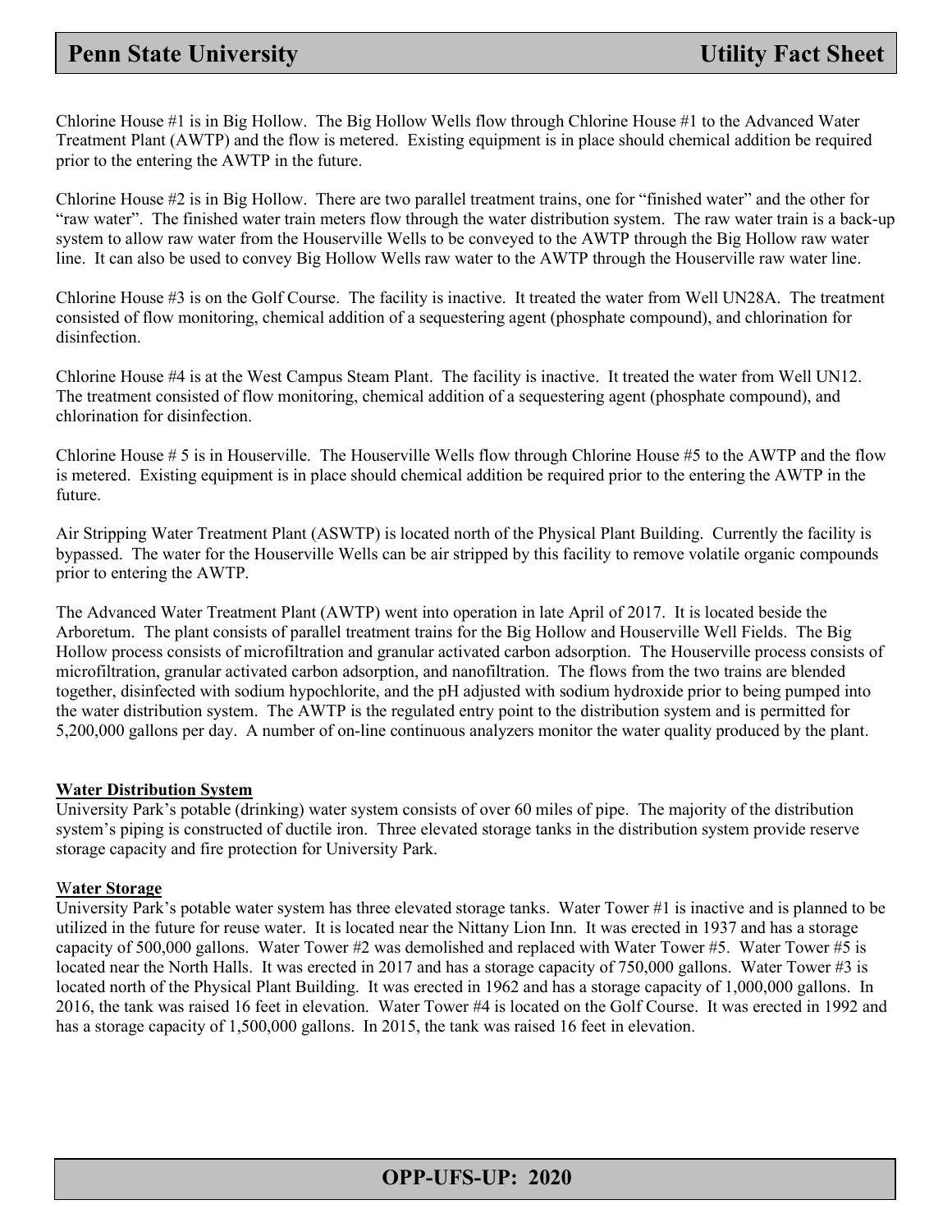Chlorine House #1 is in Big Hollow. The Big Hollow Wells flow through Chlorine House #1 to the Advanced Water Treatment Plant (AWTP) and the flow is metered. Existing equipment is in place should chemical addition be required prior to the entering the AWTP in the future.

Chlorine House #2 is in Big Hollow. There are two parallel treatment trains, one for "finished water" and the other for "raw water". The finished water train meters flow through the water distribution system. The raw water train is a back-up system to allow raw water from the Houserville Wells to be conveyed to the AWTP through the Big Hollow raw water line. It can also be used to convey Big Hollow Wells raw water to the AWTP through the Houserville raw water line.

Chlorine House #3 is on the Golf Course. The facility is inactive. It treated the water from Well UN28A. The treatment consisted of flow monitoring, chemical addition of a sequestering agent (phosphate compound), and chlorination for disinfection.

Chlorine House #4 is at the West Campus Steam Plant. The facility is inactive. It treated the water from Well UN12. The treatment consisted of flow monitoring, chemical addition of a sequestering agent (phosphate compound), and chlorination for disinfection.

Chlorine House # 5 is in Houserville. The Houserville Wells flow through Chlorine House #5 to the AWTP and the flow is metered. Existing equipment is in place should chemical addition be required prior to the entering the AWTP in the future.

Air Stripping Water Treatment Plant (ASWTP) is located north of the Physical Plant Building. Currently the facility is bypassed. The water for the Houserville Wells can be air stripped by this facility to remove volatile organic compounds prior to entering the AWTP.

The Advanced Water Treatment Plant (AWTP) went into operation in late April of 2017. It is located beside the Arboretum. The plant consists of parallel treatment trains for the Big Hollow and Houserville Well Fields. The Big Hollow process consists of microfiltration and granular activated carbon adsorption. The Houserville process consists of microfiltration, granular activated carbon adsorption, and nanofiltration. The flows from the two trains are blended together, disinfected with sodium hypochlorite, and the pH adjusted with sodium hydroxide prior to being pumped into the water distribution system. The AWTP is the regulated entry point to the distribution system and is permitted for 5,200,000 gallons per day. A number of on-line continuous analyzers monitor the water quality produced by the plant.

**Water Distribution System**

University Park's potable (drinking) water system consists of over 60 miles of pipe. The majority of the distribution system's piping is constructed of ductile iron. Three elevated storage tanks in the distribution system provide reserve storage capacity and fire protection for University Park.

**Water Storage**

University Park's potable water system has three elevated storage tanks. Water Tower #1 is inactive and is planned to be utilized in the future for reuse water. It is located near the Nittany Lion Inn. It was erected in 1937 and has a storage capacity of 500,000 gallons. Water Tower #2 was demolished and replaced with Water Tower #5. Water Tower #5 is located near the North Halls. It was erected in 2017 and has a storage capacity of 750,000 gallons. Water Tower #3 is located north of the Physical Plant Building. It was erected in 1962 and has a storage capacity of 1,000,000 gallons. In 2016, the tank was raised 16 feet in elevation. Water Tower #4 is located on the Golf Course. It was erected in 1992 and has a storage capacity of 1,500,000 gallons. In 2015, the tank was raised 16 feet in elevation.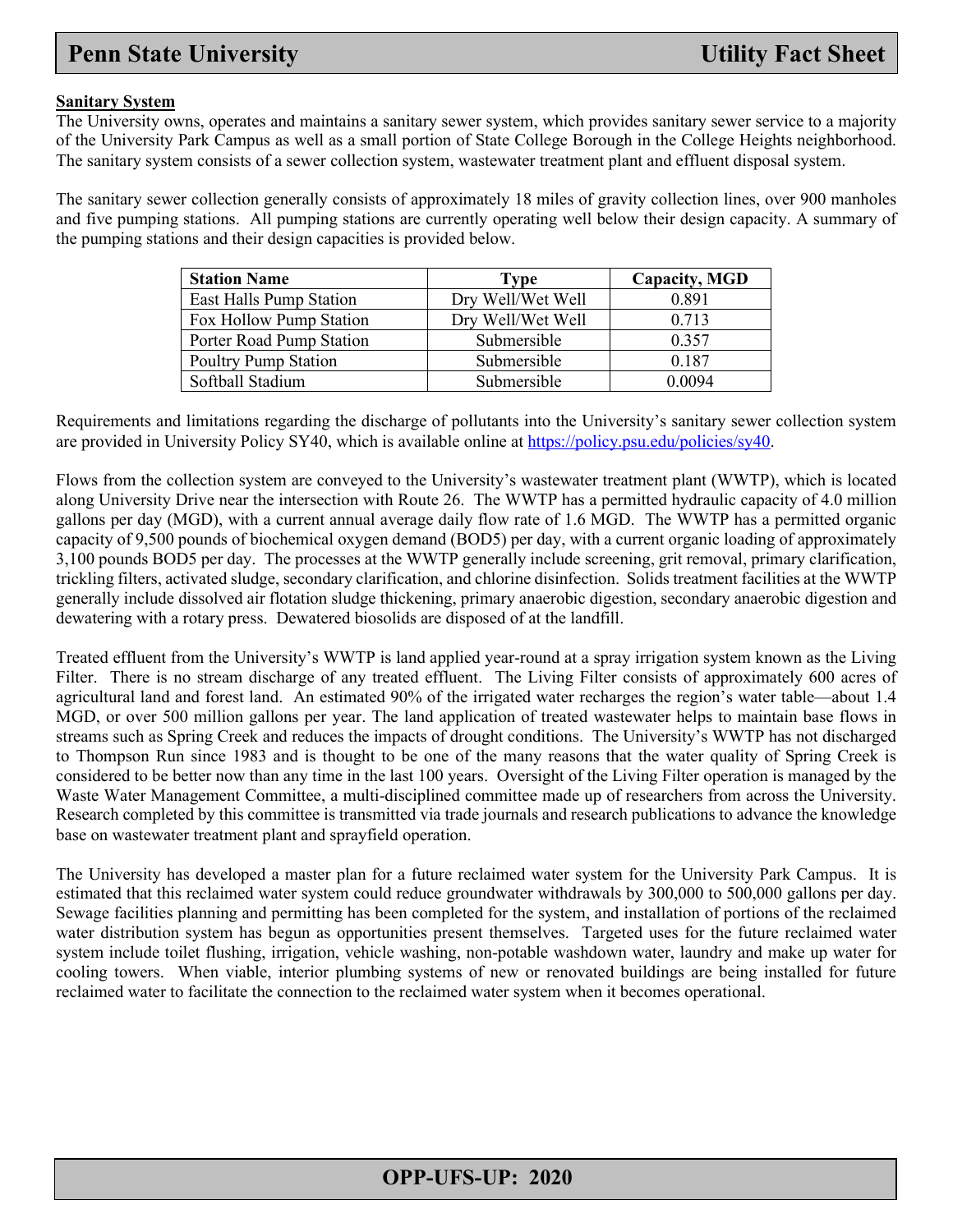## Sanitary System

The University owns, operates and maintains a sanitary sewer system, which provides sanitary sewer service to a majority of the University Park Campus as well as a small portion of State College Borough in the College Heights neighborhood. The sanitary system consists of a sewer collection system, wastewater treatment plant and effluent disposal system.

The sanitary sewer collection generally consists of approximately 18 miles of gravity collection lines, over 900 manholes and five pumping stations. All pumping stations are currently operating well below their design capacity. A summary of the pumping stations and their design capacities is provided below.

| Station Name | Type | Capacity, MGD |
|---|---|---|
| East Halls Pump Station | Dry Well/Wet Well | 0.891 |
| Fox Hollow Pump Station | Dry Well/Wet Well | 0.713 |
| Porter Road Pump Station | Submersible | 0.357 |
| Poultry Pump Station | Submersible | 0.187 |
| Softball Stadium | Submersible | 0.0094 |

Requirements and limitations regarding the discharge of pollutants into the University's sanitary sewer collection system are provided in University Policy SY40, which is available online at https://policy.psu.edu/policies/sy40.

Flows from the collection system are conveyed to the University's wastewater treatment plant (WWTP), which is located along University Drive near the intersection with Route 26. The WWTP has a permitted hydraulic capacity of 4.0 million gallons per day (MGD), with a current annual average daily flow rate of 1.6 MGD. The WWTP has a permitted organic capacity of 9,500 pounds of biochemical oxygen demand (BOD5) per day, with a current organic loading of approximately 3,100 pounds BOD5 per day. The processes at the WWTP generally include screening, grit removal, primary clarification, trickling filters, activated sludge, secondary clarification, and chlorine disinfection. Solids treatment facilities at the WWTP generally include dissolved air flotation sludge thickening, primary anaerobic digestion, secondary anaerobic digestion and dewatering with a rotary press. Dewatered biosolids are disposed of at the landfill.

Treated effluent from the University's WWTP is land applied year-round at a spray irrigation system known as the Living Filter. There is no stream discharge of any treated effluent. The Living Filter consists of approximately 600 acres of agricultural land and forest land. An estimated 90% of the irrigated water recharges the region's water table—about 1.4 MGD, or over 500 million gallons per year. The land application of treated wastewater helps to maintain base flows in streams such as Spring Creek and reduces the impacts of drought conditions. The University's WWTP has not discharged to Thompson Run since 1983 and is thought to be one of the many reasons that the water quality of Spring Creek is considered to be better now than any time in the last 100 years. Oversight of the Living Filter operation is managed by the Waste Water Management Committee, a multi-disciplined committee made up of researchers from across the University. Research completed by this committee is transmitted via trade journals and research publications to advance the knowledge base on wastewater treatment plant and sprayfield operation.

The University has developed a master plan for a future reclaimed water system for the University Park Campus. It is estimated that this reclaimed water system could reduce groundwater withdrawals by 300,000 to 500,000 gallons per day. Sewage facilities planning and permitting has been completed for the system, and installation of portions of the reclaimed water distribution system has begun as opportunities present themselves. Targeted uses for the future reclaimed water system include toilet flushing, irrigation, vehicle washing, non-potable washdown water, laundry and make up water for cooling towers. When viable, interior plumbing systems of new or renovated buildings are being installed for future reclaimed water to facilitate the connection to the reclaimed water system when it becomes operational.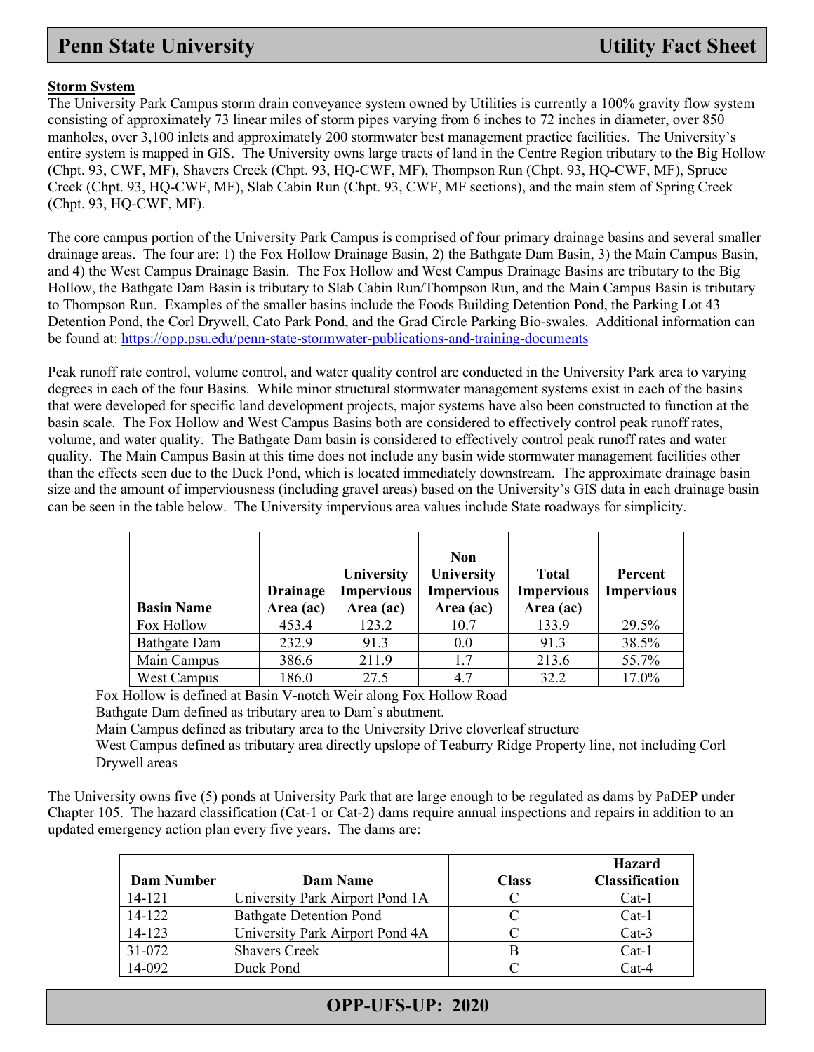### Storm System

The University Park Campus storm drain conveyance system owned by Utilities is currently a 100% gravity flow system consisting of approximately 73 linear miles of storm pipes varying from 6 inches to 72 inches in diameter, over 850 manholes, over 3,100 inlets and approximately 200 stormwater best management practice facilities. The University's entire system is mapped in GIS. The University owns large tracts of land in the Centre Region tributary to the Big Hollow (Chpt. 93, CWF, MF), Shavers Creek (Chpt. 93, HQ-CWF, MF), Thompson Run (Chpt. 93, HQ-CWF, MF), Spruce Creek (Chpt. 93, HQ-CWF, MF), Slab Cabin Run (Chpt. 93, CWF, MF sections), and the main stem of Spring Creek (Chpt. 93, HQ-CWF, MF).

The core campus portion of the University Park Campus is comprised of four primary drainage basins and several smaller drainage areas. The four are: 1) the Fox Hollow Drainage Basin, 2) the Bathgate Dam Basin, 3) the Main Campus Basin, and 4) the West Campus Drainage Basin. The Fox Hollow and West Campus Drainage Basins are tributary to the Big Hollow, the Bathgate Dam Basin is tributary to Slab Cabin Run/Thompson Run, and the Main Campus Basin is tributary to Thompson Run. Examples of the smaller basins include the Foods Building Detention Pond, the Parking Lot 43 Detention Pond, the Corl Drywell, Cato Park Pond, and the Grad Circle Parking Bio-swales. Additional information can be found at: https://opp.psu.edu/penn-state-stormwater-publications-and-training-documents

Peak runoff rate control, volume control, and water quality control are conducted in the University Park area to varying degrees in each of the four Basins. While minor structural stormwater management systems exist in each of the basins that were developed for specific land development projects, major systems have also been constructed to function at the basin scale. The Fox Hollow and West Campus Basins both are considered to effectively control peak runoff rates, volume, and water quality. The Bathgate Dam basin is considered to effectively control peak runoff rates and water quality. The Main Campus Basin at this time does not include any basin wide stormwater management facilities other than the effects seen due to the Duck Pond, which is located immediately downstream. The approximate drainage basin size and the amount of imperviousness (including gravel areas) based on the University's GIS data in each drainage basin can be seen in the table below. The University impervious area values include State roadways for simplicity.

| Basin Name | Drainage Area (ac) | University Impervious Area (ac) | Non University Impervious Area (ac) | Total Impervious Area (ac) | Percent Impervious |
|---|---|---|---|---|---|
| Fox Hollow | 453.4 | 123.2 | 10.7 | 133.9 | 29.5% |
| Bathgate Dam | 232.9 | 91.3 | 0.0 | 91.3 | 38.5% |
| Main Campus | 386.6 | 211.9 | 1.7 | 213.6 | 55.7% |
| West Campus | 186.0 | 27.5 | 4.7 | 32.2 | 17.0% |

Fox Hollow is defined at Basin V-notch Weir along Fox Hollow Road
Bathgate Dam defined as tributary area to Dam's abutment.
Main Campus defined as tributary area to the University Drive cloverleaf structure
West Campus defined as tributary area directly upslope of Teaburry Ridge Property line, not including Corl Drywell areas

The University owns five (5) ponds at University Park that are large enough to be regulated as dams by PaDEP under Chapter 105. The hazard classification (Cat-1 or Cat-2) dams require annual inspections and repairs in addition to an updated emergency action plan every five years. The dams are:

| Dam Number | Dam Name | Class | Hazard Classification |
|---|---|---|---|
| 14-121 | University Park Airport Pond 1A | C | Cat-1 |
| 14-122 | Bathgate Detention Pond | C | Cat-1 |
| 14-123 | University Park Airport Pond 4A | C | Cat-3 |
| 31-072 | Shavers Creek | B | Cat-1 |
| 14-092 | Duck Pond | C | Cat-4 |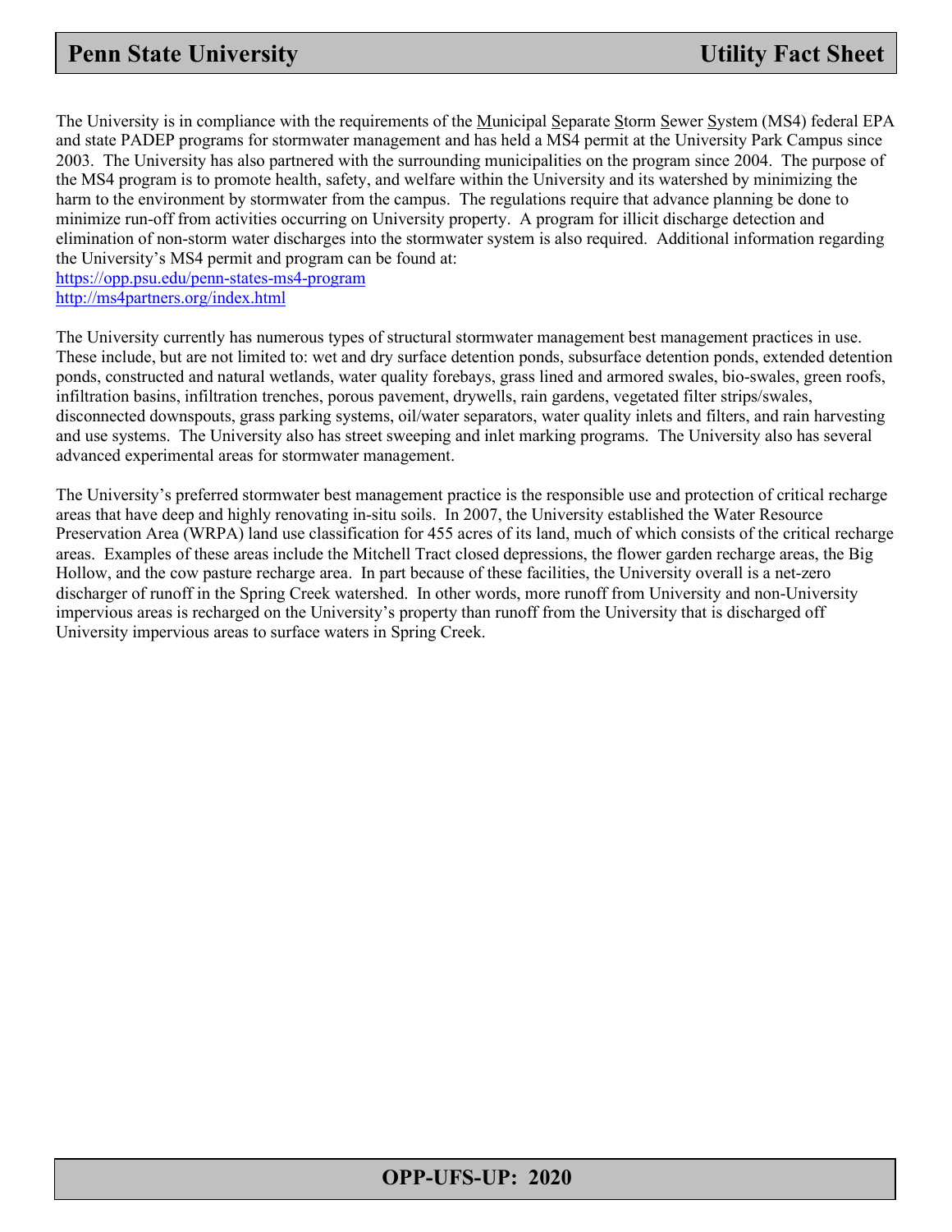The University is in compliance with the requirements of the Municipal Separate Storm Sewer System (MS4) federal EPA and state PADEP programs for stormwater management and has held a MS4 permit at the University Park Campus since 2003. The University has also partnered with the surrounding municipalities on the program since 2004. The purpose of the MS4 program is to promote health, safety, and welfare within the University and its watershed by minimizing the harm to the environment by stormwater from the campus. The regulations require that advance planning be done to minimize run-off from activities occurring on University property. A program for illicit discharge detection and elimination of non-storm water discharges into the stormwater system is also required. Additional information regarding the University's MS4 permit and program can be found at:
https://opp.psu.edu/penn-states-ms4-program
http://ms4partners.org/index.html

The University currently has numerous types of structural stormwater management best management practices in use. These include, but are not limited to: wet and dry surface detention ponds, subsurface detention ponds, extended detention ponds, constructed and natural wetlands, water quality forebays, grass lined and armored swales, bio-swales, green roofs, infiltration basins, infiltration trenches, porous pavement, drywells, rain gardens, vegetated filter strips/swales, disconnected downspouts, grass parking systems, oil/water separators, water quality inlets and filters, and rain harvesting and use systems. The University also has street sweeping and inlet marking programs. The University also has several advanced experimental areas for stormwater management.

The University's preferred stormwater best management practice is the responsible use and protection of critical recharge areas that have deep and highly renovating in-situ soils. In 2007, the University established the Water Resource Preservation Area (WRPA) land use classification for 455 acres of its land, much of which consists of the critical recharge areas. Examples of these areas include the Mitchell Tract closed depressions, the flower garden recharge areas, the Big Hollow, and the cow pasture recharge area. In part because of these facilities, the University overall is a net-zero discharger of runoff in the Spring Creek watershed. In other words, more runoff from University and non-University impervious areas is recharged on the University's property than runoff from the University that is discharged off University impervious areas to surface waters in Spring Creek.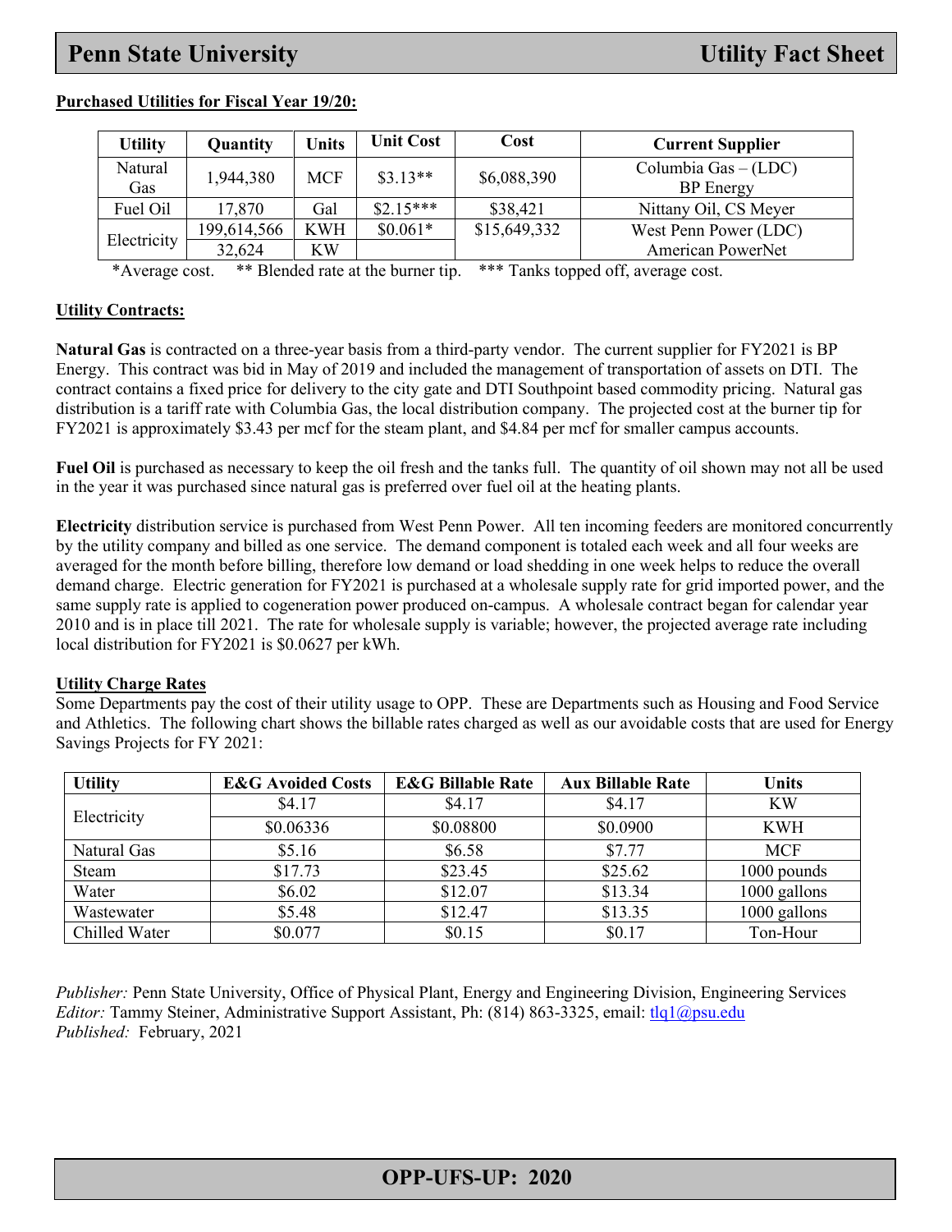# Penn State University — Utility Fact Sheet

**Purchased Utilities for Fiscal Year 19/20:**

| Utility | Quantity | Units | Unit Cost | Cost | Current Supplier |
|---|---|---|---|---|---|
| Natural Gas | 1,944,380 | MCF | $3.13** | $6,088,390 | Columbia Gas – (LDC) BP Energy |
| Fuel Oil | 17,870 | Gal | $2.15*** | $38,421 | Nittany Oil, CS Meyer |
| Electricity | 199,614,566 | KWH | $0.061* | $15,649,332 | West Penn Power (LDC) |
| | 32,624 | KW | | | American PowerNet |

*Average cost. ** Blended rate at the burner tip. *** Tanks topped off, average cost.

**Utility Contracts:**

**Natural Gas** is contracted on a three-year basis from a third-party vendor. The current supplier for FY2021 is BP Energy. This contract was bid in May of 2019 and included the management of transportation of assets on DTI. The contract contains a fixed price for delivery to the city gate and DTI Southpoint based commodity pricing. Natural gas distribution is a tariff rate with Columbia Gas, the local distribution company. The projected cost at the burner tip for FY2021 is approximately $3.43 per mcf for the steam plant, and $4.84 per mcf for smaller campus accounts.

**Fuel Oil** is purchased as necessary to keep the oil fresh and the tanks full. The quantity of oil shown may not all be used in the year it was purchased since natural gas is preferred over fuel oil at the heating plants.

**Electricity** distribution service is purchased from West Penn Power. All ten incoming feeders are monitored concurrently by the utility company and billed as one service. The demand component is totaled each week and all four weeks are averaged for the month before billing, therefore low demand or load shedding in one week helps to reduce the overall demand charge. Electric generation for FY2021 is purchased at a wholesale supply rate for grid imported power, and the same supply rate is applied to cogeneration power produced on-campus. A wholesale contract began for calendar year 2010 and is in place till 2021. The rate for wholesale supply is variable; however, the projected average rate including local distribution for FY2021 is $0.0627 per kWh.

**Utility Charge Rates**

Some Departments pay the cost of their utility usage to OPP. These are Departments such as Housing and Food Service and Athletics. The following chart shows the billable rates charged as well as our avoidable costs that are used for Energy Savings Projects for FY 2021:

| Utility | E&G Avoided Costs | E&G Billable Rate | Aux Billable Rate | Units |
|---|---|---|---|---|
| Electricity | $4.17 | $4.17 | $4.17 | KW |
| | $0.06336 | $0.08800 | $0.0900 | KWH |
| Natural Gas | $5.16 | $6.58 | $7.77 | MCF |
| Steam | $17.73 | $23.45 | $25.62 | 1000 pounds |
| Water | $6.02 | $12.07 | $13.34 | 1000 gallons |
| Wastewater | $5.48 | $12.47 | $13.35 | 1000 gallons |
| Chilled Water | $0.077 | $0.15 | $0.17 | Ton-Hour |

*Publisher:* Penn State University, Office of Physical Plant, Energy and Engineering Division, Engineering Services
*Editor:* Tammy Steiner, Administrative Support Assistant, Ph: (814) 863-3325, email: tlq1@psu.edu
*Published:* February, 2021

**OPP-UFS-UP: 2020**